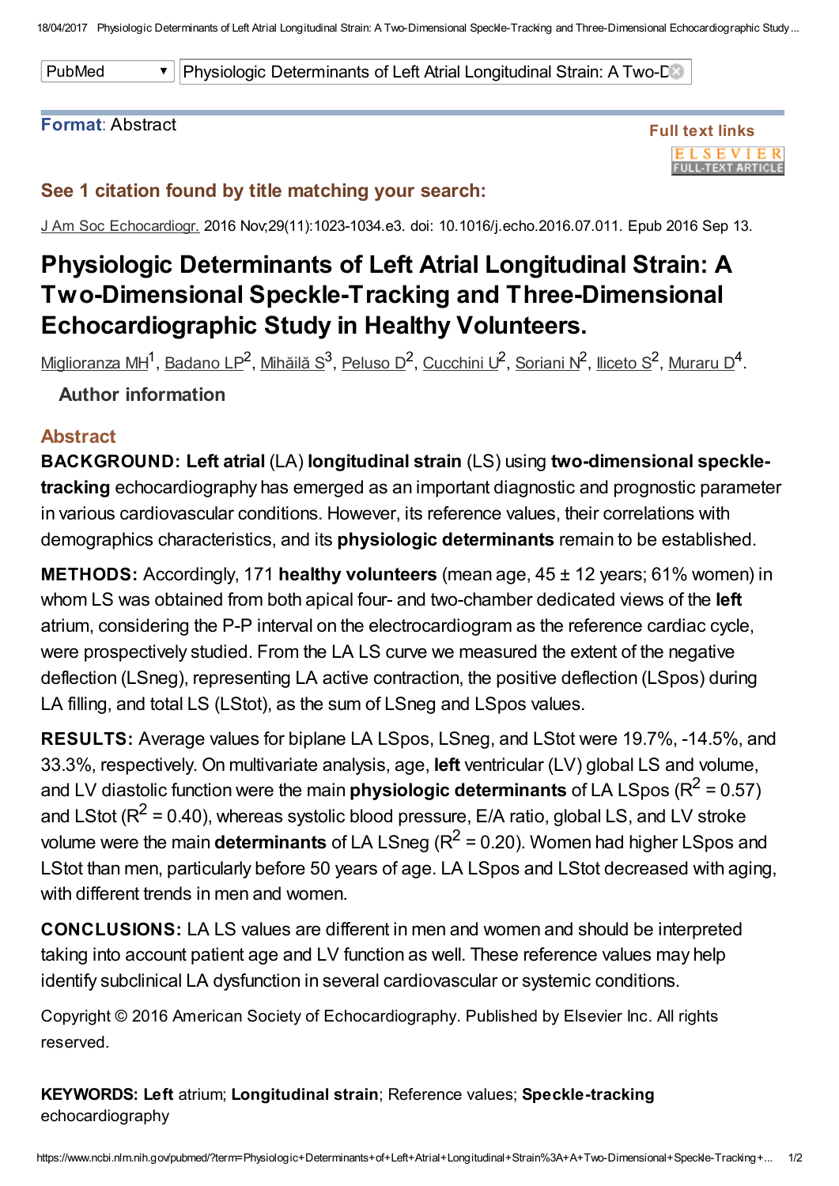PubMed | Physiologic Determinants of Left Atrial Longitudinal Strain: A Two-D

**Format**: Abstract

Full text links

**See 1 citation found by title matching your search:**

J Am Soc Echocardiogr. 2016 Nov;29(11):1023-1034.e3. doi: 10.1016/j.echo.2016.07.011. Epub 2016 Sep 13.

# Physiologic Determinants of Left Atrial Longitudinal Strain: A Two-Dimensional Speckle-Tracking and Three-Dimensional Echocardiographic Study in Healthy Volunteers.

Miglioranza MH[1], Badano LP[2], Mihăilă S[3], Peluso D[2], Cucchini U[2], Soriani N[2], Iliceto S[2], Muraru D[4].

**Author information**

## Abstract

**BACKGROUND:** **Left atrial** (LA) **longitudinal strain** (LS) using **two-dimensional speckle-tracking** echocardiography has emerged as an important diagnostic and prognostic parameter in various cardiovascular conditions. However, its reference values, their correlations with demographics characteristics, and its **physiologic determinants** remain to be established.

**METHODS:** Accordingly, 171 **healthy volunteers** (mean age, 45 ± 12 years; 61% women) in whom LS was obtained from both apical four- and two-chamber dedicated views of the **left** atrium, considering the P-P interval on the electrocardiogram as the reference cardiac cycle, were prospectively studied. From the LA LS curve we measured the extent of the negative deflection (LSneg), representing LA active contraction, the positive deflection (LSpos) during LA filling, and total LS (LStot), as the sum of LSneg and LSpos values.

**RESULTS:** Average values for biplane LA LSpos, LSneg, and LStot were 19.7%, -14.5%, and 33.3%, respectively. On multivariate analysis, age, **left** ventricular (LV) global LS and volume, and LV diastolic function were the main **physiologic determinants** of LA LSpos ($R^2$ = 0.57) and LStot ($R^2$ = 0.40), whereas systolic blood pressure, E/A ratio, global LS, and LV stroke volume were the main **determinants** of LA LSneg ($R^2$ = 0.20). Women had higher LSpos and LStot than men, particularly before 50 years of age. LA LSpos and LStot decreased with aging, with different trends in men and women.

**CONCLUSIONS:** LA LS values are different in men and women and should be interpreted taking into account patient age and LV function as well. These reference values may help identify subclinical LA dysfunction in several cardiovascular or systemic conditions.

Copyright © 2016 American Society of Echocardiography. Published by Elsevier Inc. All rights reserved.

**KEYWORDS:** **Left** atrium; **Longitudinal strain**; Reference values; **Speckle-tracking** echocardiography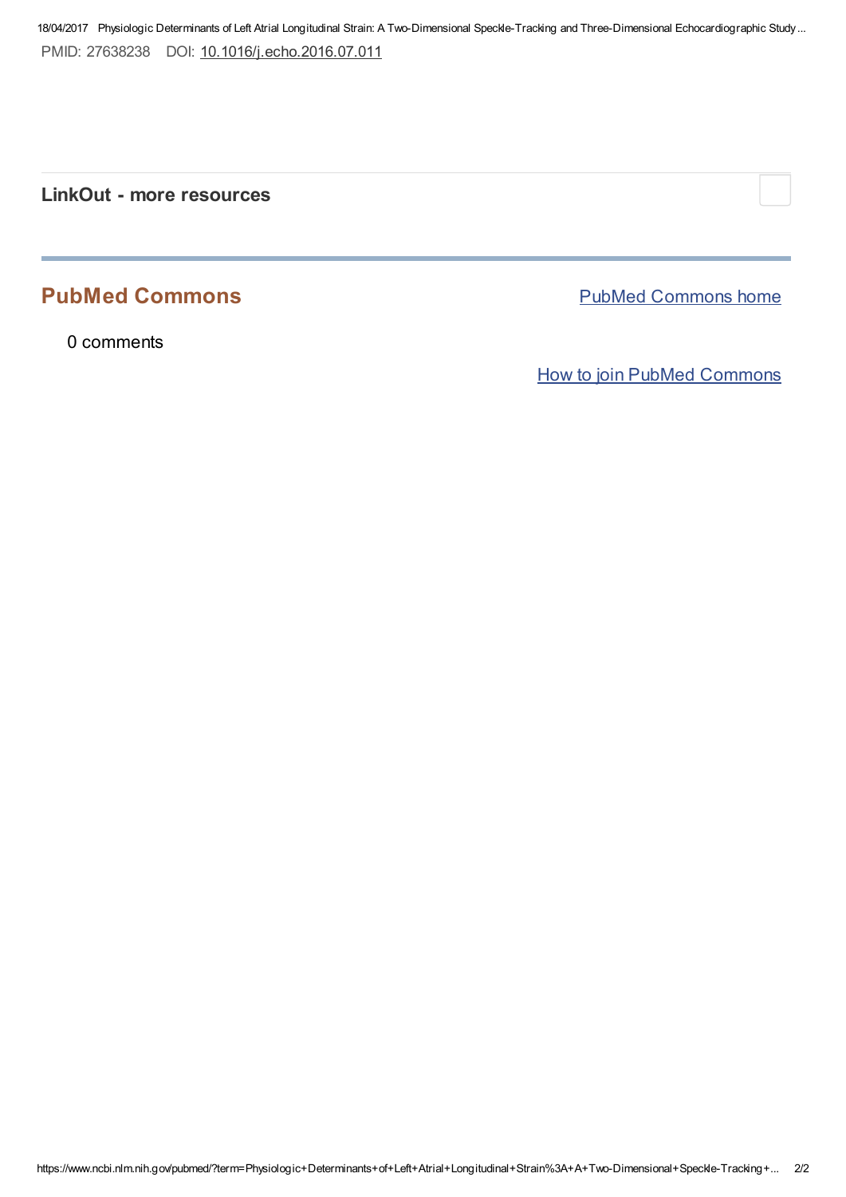PMID: 27638238 DOI: 10.1016/j.echo.2016.07.011

## LinkOut - more resources

## PubMed Commons

PubMed Commons home

0 comments

How to join PubMed Commons